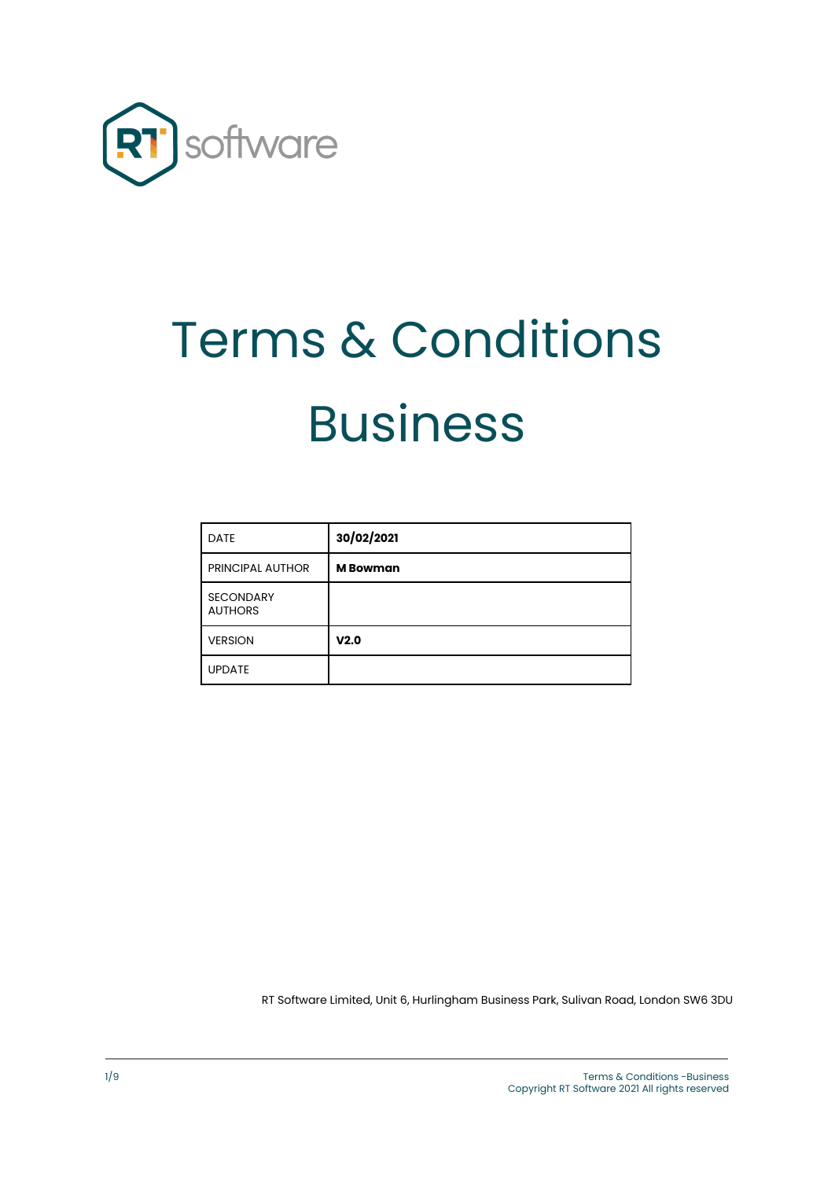# Terms & Conditions Business

| DATE | **30/02/2021** |
|---|---|
| PRINCIPAL AUTHOR | **M Bowman** |
| SECONDARY AUTHORS | |
| VERSION | **V2.0** |
| UPDATE | |

RT Software Limited, Unit 6, Hurlingham Business Park, Sulivan Road, London SW6 3DU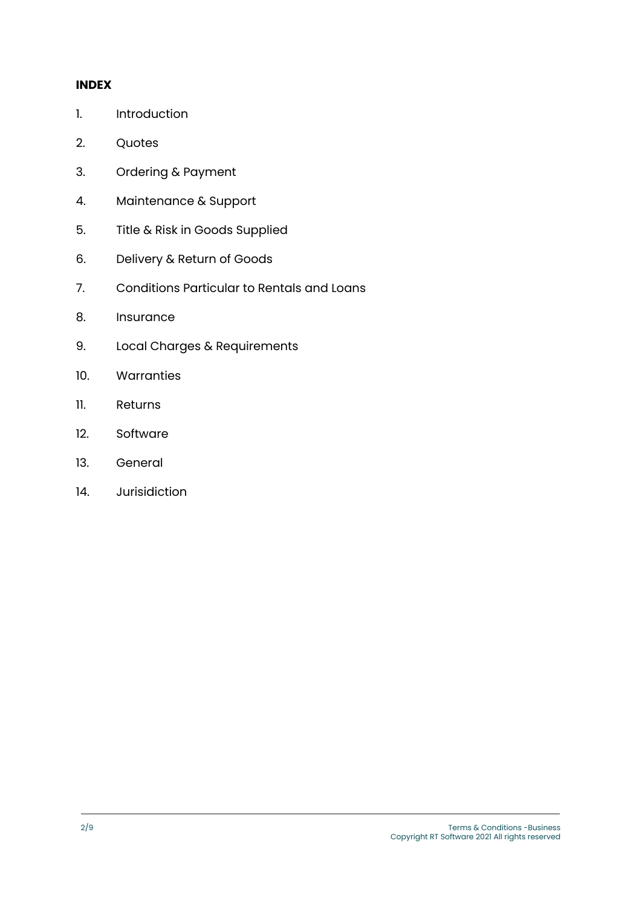**INDEX**

1. Introduction
2. Quotes
3. Ordering & Payment
4. Maintenance & Support
5. Title & Risk in Goods Supplied
6. Delivery & Return of Goods
7. Conditions Particular to Rentals and Loans
8. Insurance
9. Local Charges & Requirements
10. Warranties
11. Returns
12. Software
13. General
14. Jurisidiction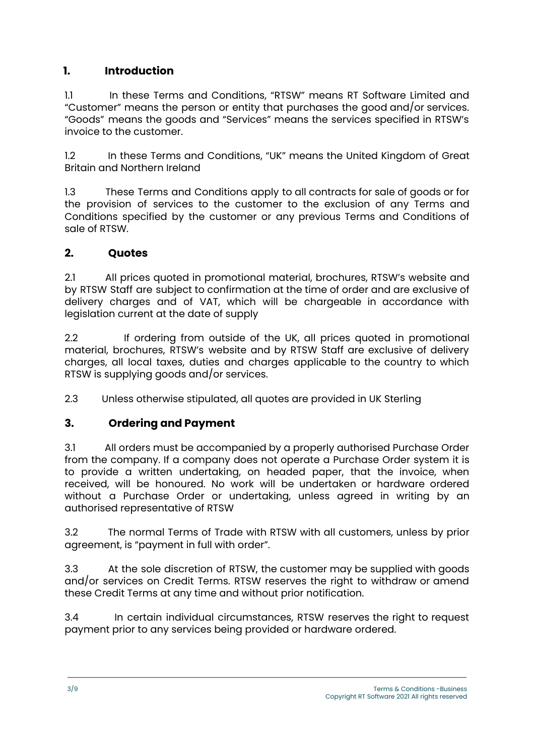## 1. Introduction

1.1 In these Terms and Conditions, "RTSW" means RT Software Limited and "Customer" means the person or entity that purchases the good and/or services. "Goods" means the goods and "Services" means the services specified in RTSW's invoice to the customer.

1.2 In these Terms and Conditions, "UK" means the United Kingdom of Great Britain and Northern Ireland

1.3 These Terms and Conditions apply to all contracts for sale of goods or for the provision of services to the customer to the exclusion of any Terms and Conditions specified by the customer or any previous Terms and Conditions of sale of RTSW.

## 2. Quotes

2.1 All prices quoted in promotional material, brochures, RTSW's website and by RTSW Staff are subject to confirmation at the time of order and are exclusive of delivery charges and of VAT, which will be chargeable in accordance with legislation current at the date of supply

2.2 If ordering from outside of the UK, all prices quoted in promotional material, brochures, RTSW's website and by RTSW Staff are exclusive of delivery charges, all local taxes, duties and charges applicable to the country to which RTSW is supplying goods and/or services.

2.3 Unless otherwise stipulated, all quotes are provided in UK Sterling

## 3. Ordering and Payment

3.1 All orders must be accompanied by a properly authorised Purchase Order from the company. If a company does not operate a Purchase Order system it is to provide a written undertaking, on headed paper, that the invoice, when received, will be honoured. No work will be undertaken or hardware ordered without a Purchase Order or undertaking, unless agreed in writing by an authorised representative of RTSW

3.2 The normal Terms of Trade with RTSW with all customers, unless by prior agreement, is "payment in full with order".

3.3 At the sole discretion of RTSW, the customer may be supplied with goods and/or services on Credit Terms. RTSW reserves the right to withdraw or amend these Credit Terms at any time and without prior notification.

3.4 In certain individual circumstances, RTSW reserves the right to request payment prior to any services being provided or hardware ordered.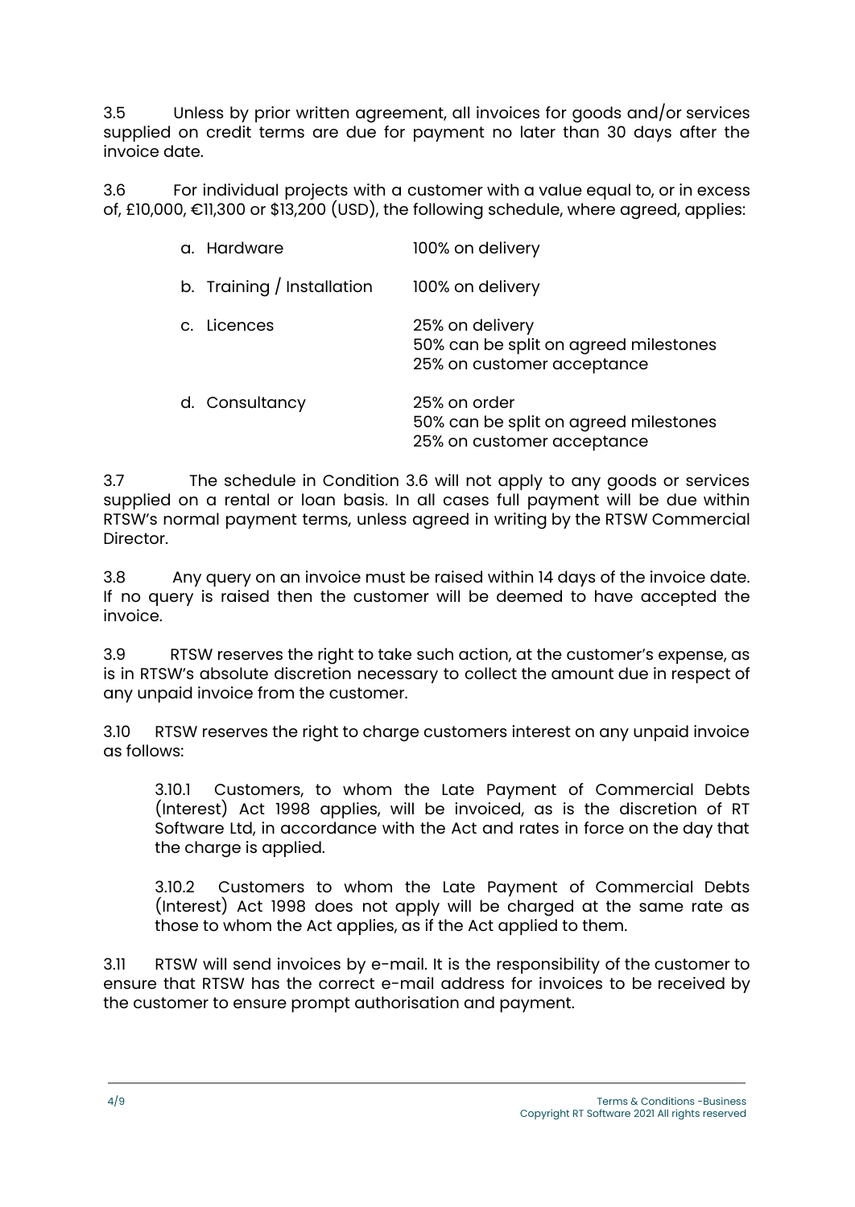3.5 Unless by prior written agreement, all invoices for goods and/or services supplied on credit terms are due for payment no later than 30 days after the invoice date.

3.6 For individual projects with a customer with a value equal to, or in excess of, £10,000, €11,300 or $13,200 (USD), the following schedule, where agreed, applies:

| | |
|---|---|
| a. Hardware | 100% on delivery |
| b. Training / Installation | 100% on delivery |
| c. Licences | 25% on delivery<br>50% can be split on agreed milestones<br>25% on customer acceptance |
| d. Consultancy | 25% on order<br>50% can be split on agreed milestones<br>25% on customer acceptance |

3.7 The schedule in Condition 3.6 will not apply to any goods or services supplied on a rental or loan basis. In all cases full payment will be due within RTSW's normal payment terms, unless agreed in writing by the RTSW Commercial Director.

3.8 Any query on an invoice must be raised within 14 days of the invoice date. If no query is raised then the customer will be deemed to have accepted the invoice.

3.9 RTSW reserves the right to take such action, at the customer's expense, as is in RTSW's absolute discretion necessary to collect the amount due in respect of any unpaid invoice from the customer.

3.10 RTSW reserves the right to charge customers interest on any unpaid invoice as follows:

3.10.1 Customers, to whom the Late Payment of Commercial Debts (Interest) Act 1998 applies, will be invoiced, as is the discretion of RT Software Ltd, in accordance with the Act and rates in force on the day that the charge is applied.

3.10.2 Customers to whom the Late Payment of Commercial Debts (Interest) Act 1998 does not apply will be charged at the same rate as those to whom the Act applies, as if the Act applied to them.

3.11 RTSW will send invoices by e-mail. It is the responsibility of the customer to ensure that RTSW has the correct e-mail address for invoices to be received by the customer to ensure prompt authorisation and payment.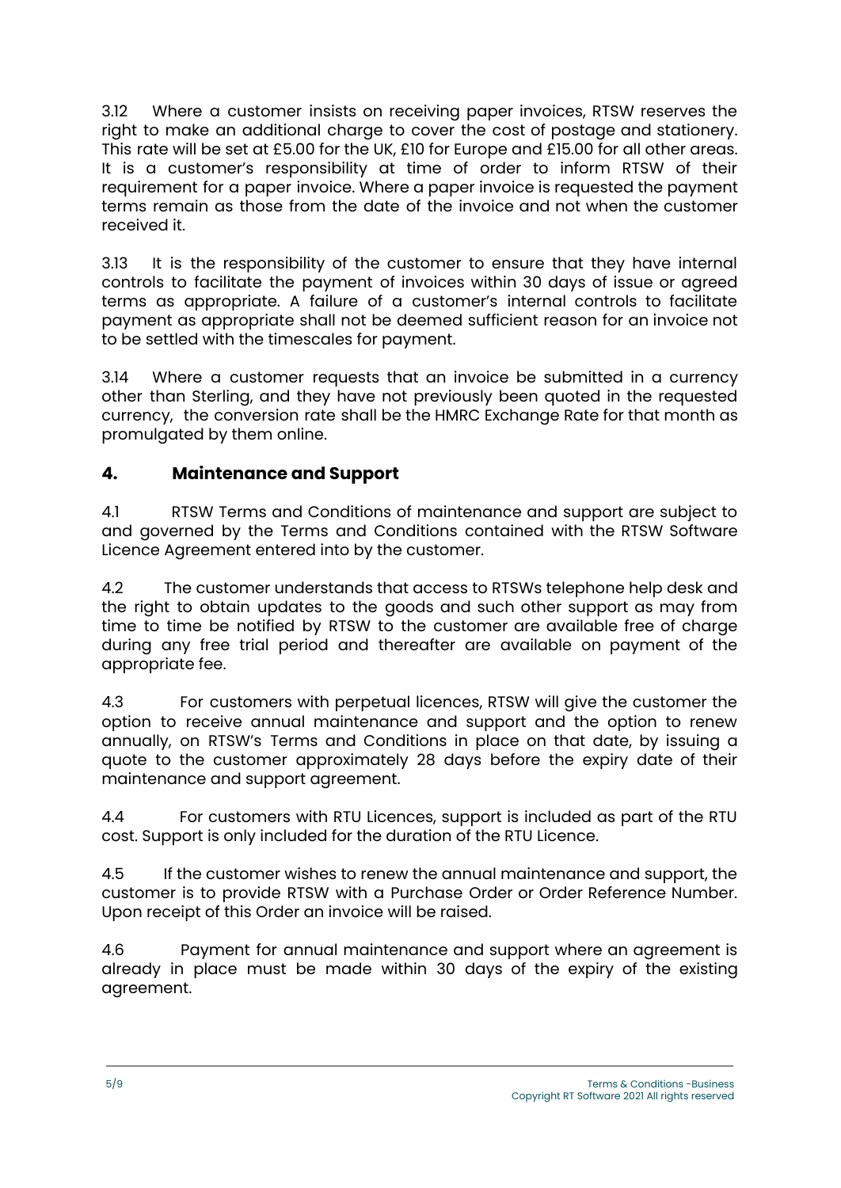3.12 Where a customer insists on receiving paper invoices, RTSW reserves the right to make an additional charge to cover the cost of postage and stationery. This rate will be set at £5.00 for the UK, £10 for Europe and £15.00 for all other areas. It is a customer's responsibility at time of order to inform RTSW of their requirement for a paper invoice. Where a paper invoice is requested the payment terms remain as those from the date of the invoice and not when the customer received it.

3.13 It is the responsibility of the customer to ensure that they have internal controls to facilitate the payment of invoices within 30 days of issue or agreed terms as appropriate. A failure of a customer's internal controls to facilitate payment as appropriate shall not be deemed sufficient reason for an invoice not to be settled with the timescales for payment.

3.14 Where a customer requests that an invoice be submitted in a currency other than Sterling, and they have not previously been quoted in the requested currency, the conversion rate shall be the HMRC Exchange Rate for that month as promulgated by them online.

## 4. Maintenance and Support

4.1 RTSW Terms and Conditions of maintenance and support are subject to and governed by the Terms and Conditions contained with the RTSW Software Licence Agreement entered into by the customer.

4.2 The customer understands that access to RTSWs telephone help desk and the right to obtain updates to the goods and such other support as may from time to time be notified by RTSW to the customer are available free of charge during any free trial period and thereafter are available on payment of the appropriate fee.

4.3 For customers with perpetual licences, RTSW will give the customer the option to receive annual maintenance and support and the option to renew annually, on RTSW's Terms and Conditions in place on that date, by issuing a quote to the customer approximately 28 days before the expiry date of their maintenance and support agreement.

4.4 For customers with RTU Licences, support is included as part of the RTU cost. Support is only included for the duration of the RTU Licence.

4.5 If the customer wishes to renew the annual maintenance and support, the customer is to provide RTSW with a Purchase Order or Order Reference Number. Upon receipt of this Order an invoice will be raised.

4.6 Payment for annual maintenance and support where an agreement is already in place must be made within 30 days of the expiry of the existing agreement.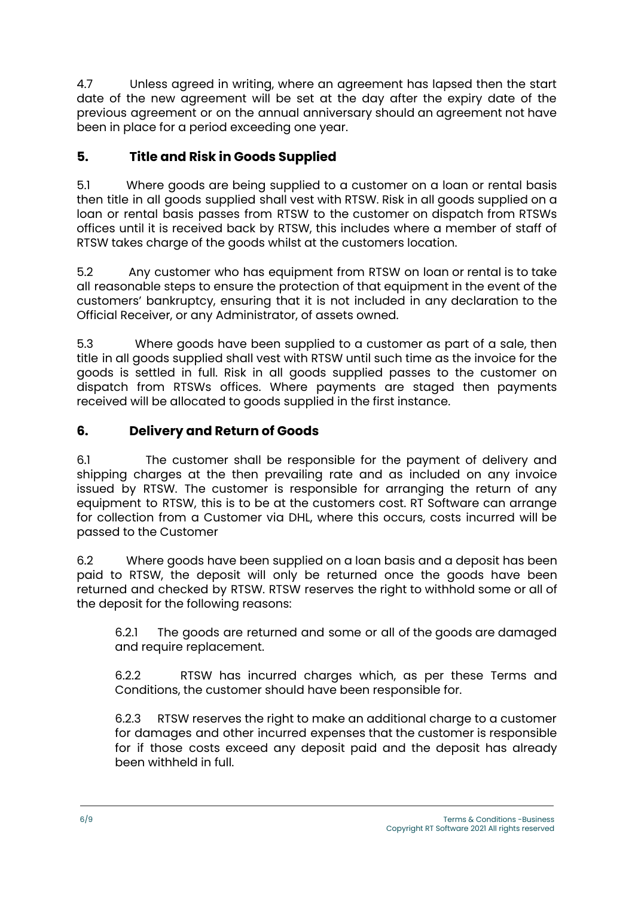4.7 Unless agreed in writing, where an agreement has lapsed then the start date of the new agreement will be set at the day after the expiry date of the previous agreement or on the annual anniversary should an agreement not have been in place for a period exceeding one year.

## 5. Title and Risk in Goods Supplied

5.1 Where goods are being supplied to a customer on a loan or rental basis then title in all goods supplied shall vest with RTSW. Risk in all goods supplied on a loan or rental basis passes from RTSW to the customer on dispatch from RTSWs offices until it is received back by RTSW, this includes where a member of staff of RTSW takes charge of the goods whilst at the customers location.

5.2 Any customer who has equipment from RTSW on loan or rental is to take all reasonable steps to ensure the protection of that equipment in the event of the customers' bankruptcy, ensuring that it is not included in any declaration to the Official Receiver, or any Administrator, of assets owned.

5.3 Where goods have been supplied to a customer as part of a sale, then title in all goods supplied shall vest with RTSW until such time as the invoice for the goods is settled in full. Risk in all goods supplied passes to the customer on dispatch from RTSWs offices. Where payments are staged then payments received will be allocated to goods supplied in the first instance.

## 6. Delivery and Return of Goods

6.1 The customer shall be responsible for the payment of delivery and shipping charges at the then prevailing rate and as included on any invoice issued by RTSW. The customer is responsible for arranging the return of any equipment to RTSW, this is to be at the customers cost. RT Software can arrange for collection from a Customer via DHL, where this occurs, costs incurred will be passed to the Customer

6.2 Where goods have been supplied on a loan basis and a deposit has been paid to RTSW, the deposit will only be returned once the goods have been returned and checked by RTSW. RTSW reserves the right to withhold some or all of the deposit for the following reasons:

> 6.2.1 The goods are returned and some or all of the goods are damaged and require replacement.
>
> 6.2.2 RTSW has incurred charges which, as per these Terms and Conditions, the customer should have been responsible for.
>
> 6.2.3 RTSW reserves the right to make an additional charge to a customer for damages and other incurred expenses that the customer is responsible for if those costs exceed any deposit paid and the deposit has already been withheld in full.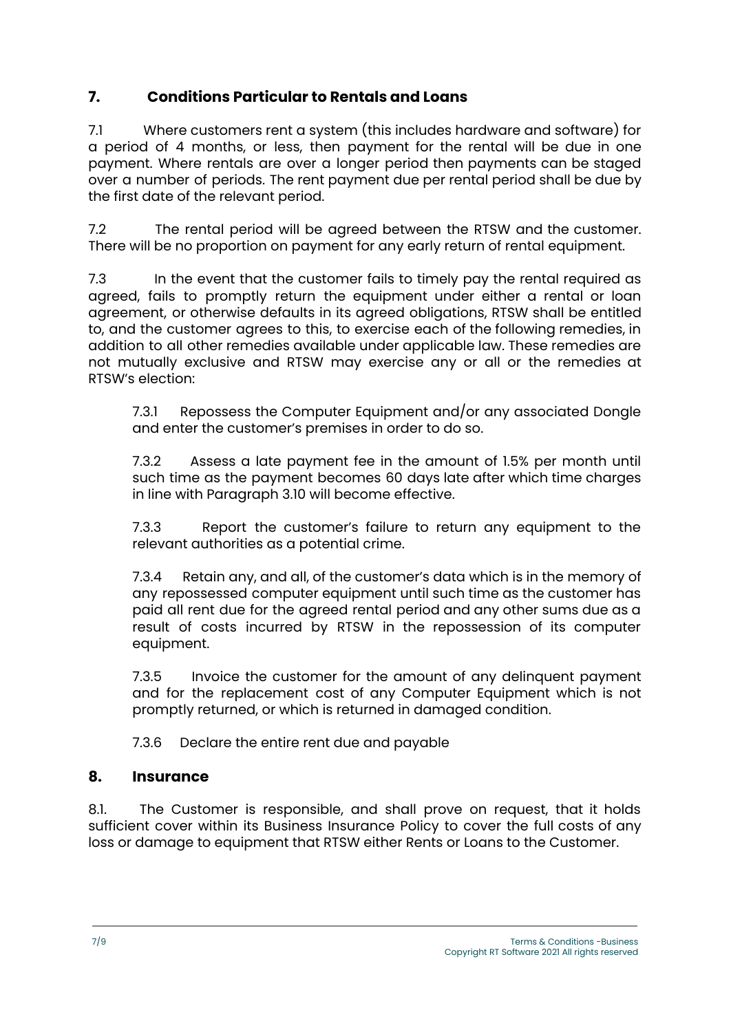## 7. Conditions Particular to Rentals and Loans

7.1 Where customers rent a system (this includes hardware and software) for a period of 4 months, or less, then payment for the rental will be due in one payment. Where rentals are over a longer period then payments can be staged over a number of periods. The rent payment due per rental period shall be due by the first date of the relevant period.

7.2 The rental period will be agreed between the RTSW and the customer. There will be no proportion on payment for any early return of rental equipment.

7.3 In the event that the customer fails to timely pay the rental required as agreed, fails to promptly return the equipment under either a rental or loan agreement, or otherwise defaults in its agreed obligations, RTSW shall be entitled to, and the customer agrees to this, to exercise each of the following remedies, in addition to all other remedies available under applicable law. These remedies are not mutually exclusive and RTSW may exercise any or all or the remedies at RTSW's election:

> 7.3.1 Repossess the Computer Equipment and/or any associated Dongle and enter the customer's premises in order to do so.
>
> 7.3.2 Assess a late payment fee in the amount of 1.5% per month until such time as the payment becomes 60 days late after which time charges in line with Paragraph 3.10 will become effective.
>
> 7.3.3 Report the customer's failure to return any equipment to the relevant authorities as a potential crime.
>
> 7.3.4 Retain any, and all, of the customer's data which is in the memory of any repossessed computer equipment until such time as the customer has paid all rent due for the agreed rental period and any other sums due as a result of costs incurred by RTSW in the repossession of its computer equipment.
>
> 7.3.5 Invoice the customer for the amount of any delinquent payment and for the replacement cost of any Computer Equipment which is not promptly returned, or which is returned in damaged condition.
>
> 7.3.6 Declare the entire rent due and payable

## 8. Insurance

8.1. The Customer is responsible, and shall prove on request, that it holds sufficient cover within its Business Insurance Policy to cover the full costs of any loss or damage to equipment that RTSW either Rents or Loans to the Customer.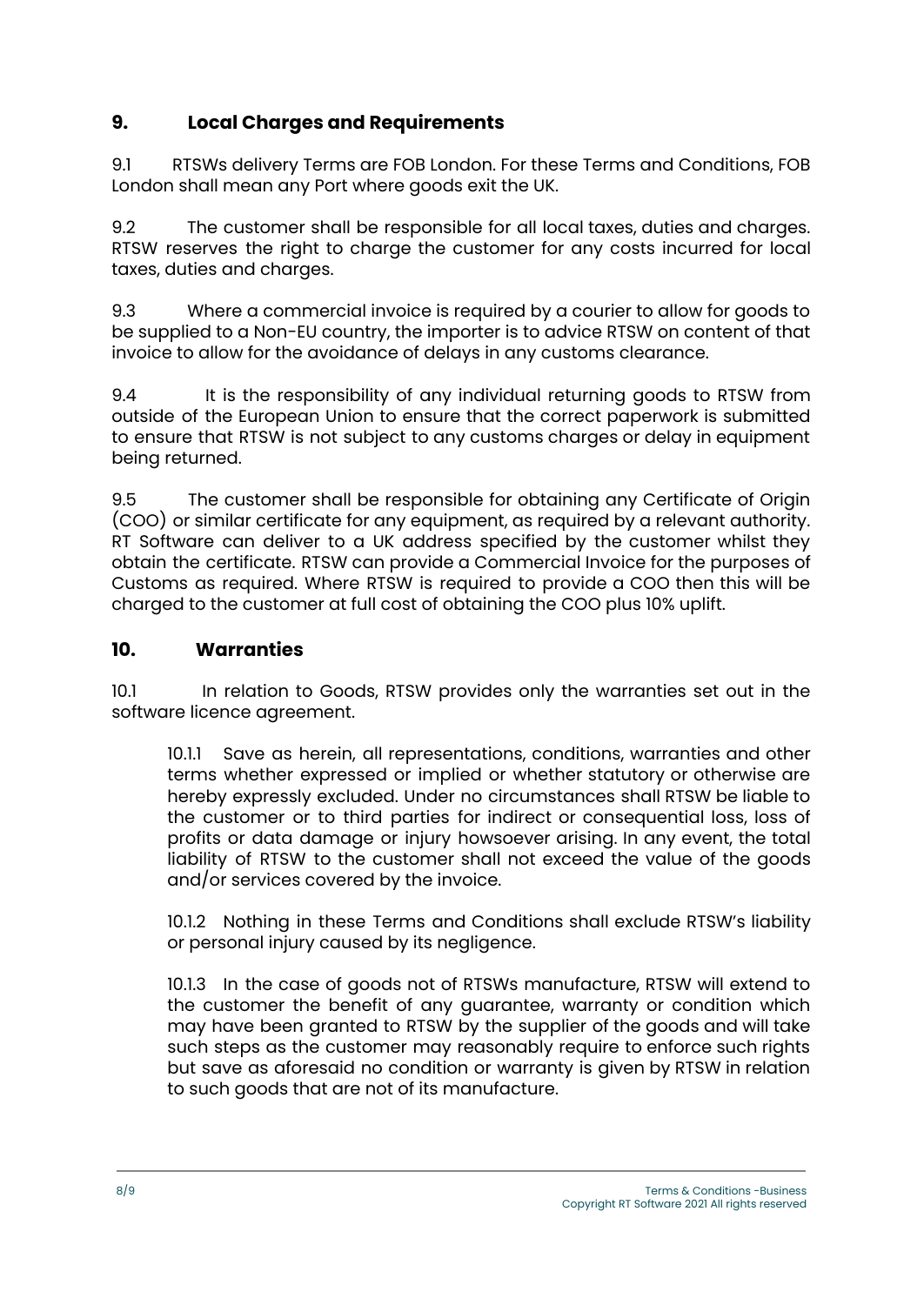## 9. Local Charges and Requirements

9.1 RTSWs delivery Terms are FOB London. For these Terms and Conditions, FOB London shall mean any Port where goods exit the UK.

9.2 The customer shall be responsible for all local taxes, duties and charges. RTSW reserves the right to charge the customer for any costs incurred for local taxes, duties and charges.

9.3 Where a commercial invoice is required by a courier to allow for goods to be supplied to a Non-EU country, the importer is to advice RTSW on content of that invoice to allow for the avoidance of delays in any customs clearance.

9.4 It is the responsibility of any individual returning goods to RTSW from outside of the European Union to ensure that the correct paperwork is submitted to ensure that RTSW is not subject to any customs charges or delay in equipment being returned.

9.5 The customer shall be responsible for obtaining any Certificate of Origin (COO) or similar certificate for any equipment, as required by a relevant authority. RT Software can deliver to a UK address specified by the customer whilst they obtain the certificate. RTSW can provide a Commercial Invoice for the purposes of Customs as required. Where RTSW is required to provide a COO then this will be charged to the customer at full cost of obtaining the COO plus 10% uplift.

## 10. Warranties

10.1 In relation to Goods, RTSW provides only the warranties set out in the software licence agreement.

> 10.1.1 Save as herein, all representations, conditions, warranties and other terms whether expressed or implied or whether statutory or otherwise are hereby expressly excluded. Under no circumstances shall RTSW be liable to the customer or to third parties for indirect or consequential loss, loss of profits or data damage or injury howsoever arising. In any event, the total liability of RTSW to the customer shall not exceed the value of the goods and/or services covered by the invoice.
>
> 10.1.2 Nothing in these Terms and Conditions shall exclude RTSW's liability or personal injury caused by its negligence.
>
> 10.1.3 In the case of goods not of RTSWs manufacture, RTSW will extend to the customer the benefit of any guarantee, warranty or condition which may have been granted to RTSW by the supplier of the goods and will take such steps as the customer may reasonably require to enforce such rights but save as aforesaid no condition or warranty is given by RTSW in relation to such goods that are not of its manufacture.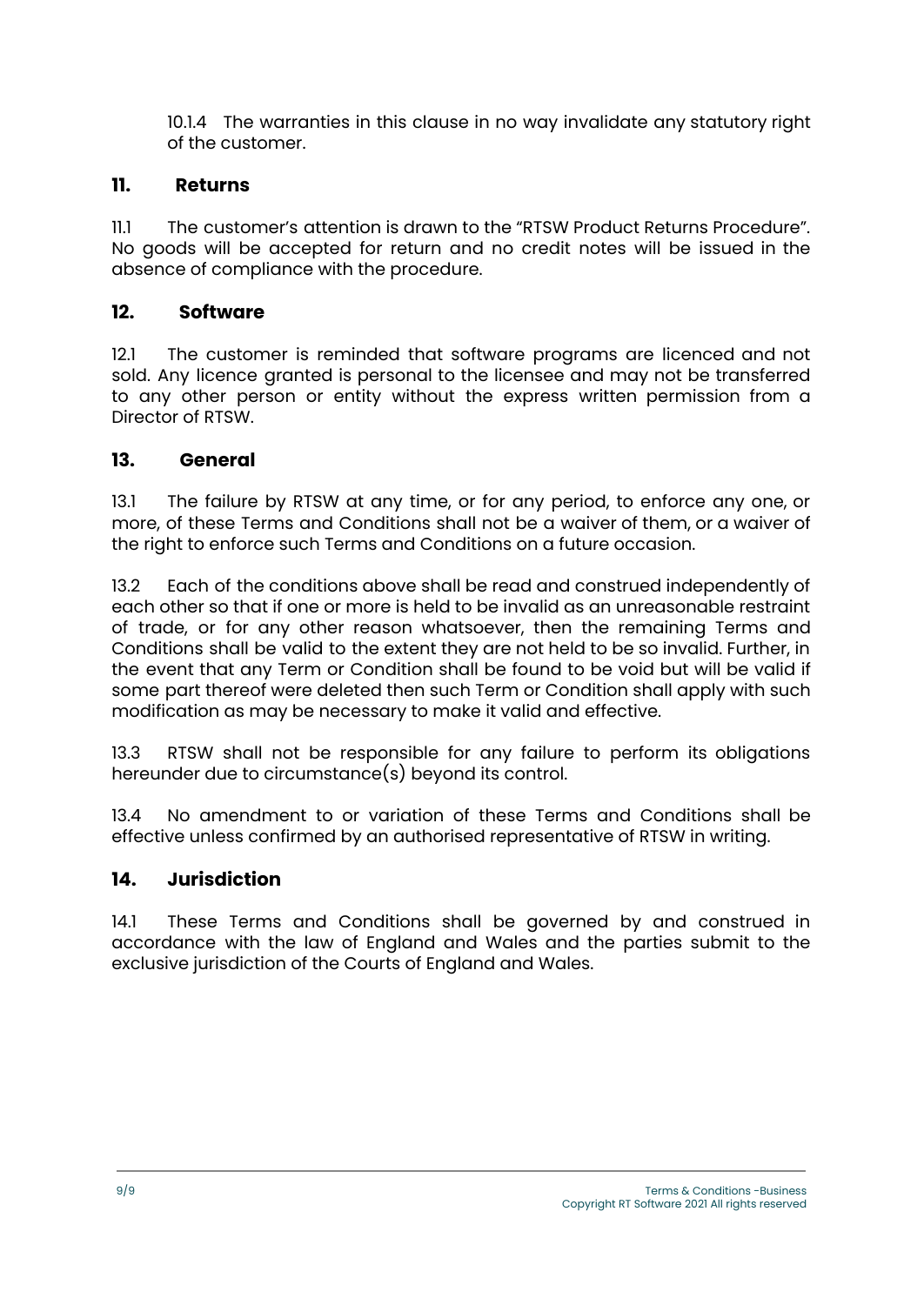10.1.4 The warranties in this clause in no way invalidate any statutory right of the customer.

## 11. Returns

11.1 The customer's attention is drawn to the "RTSW Product Returns Procedure". No goods will be accepted for return and no credit notes will be issued in the absence of compliance with the procedure.

## 12. Software

12.1 The customer is reminded that software programs are licenced and not sold. Any licence granted is personal to the licensee and may not be transferred to any other person or entity without the express written permission from a Director of RTSW.

## 13. General

13.1 The failure by RTSW at any time, or for any period, to enforce any one, or more, of these Terms and Conditions shall not be a waiver of them, or a waiver of the right to enforce such Terms and Conditions on a future occasion.

13.2 Each of the conditions above shall be read and construed independently of each other so that if one or more is held to be invalid as an unreasonable restraint of trade, or for any other reason whatsoever, then the remaining Terms and Conditions shall be valid to the extent they are not held to be so invalid. Further, in the event that any Term or Condition shall be found to be void but will be valid if some part thereof were deleted then such Term or Condition shall apply with such modification as may be necessary to make it valid and effective.

13.3 RTSW shall not be responsible for any failure to perform its obligations hereunder due to circumstance(s) beyond its control.

13.4 No amendment to or variation of these Terms and Conditions shall be effective unless confirmed by an authorised representative of RTSW in writing.

## 14. Jurisdiction

14.1 These Terms and Conditions shall be governed by and construed in accordance with the law of England and Wales and the parties submit to the exclusive jurisdiction of the Courts of England and Wales.